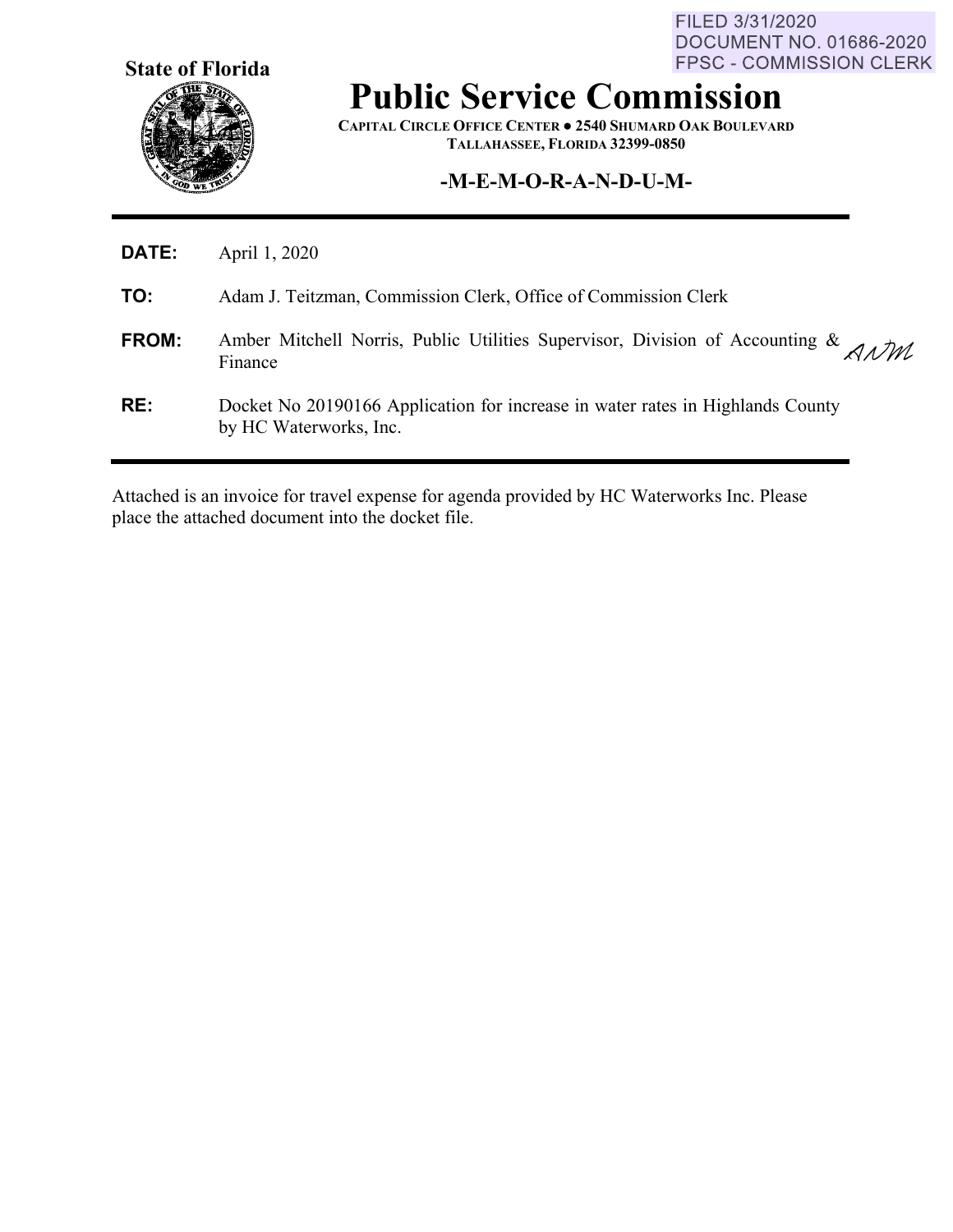FILED 3/31/2020
DOCUMENT NO. 01686-2020
FPSC - COMMISSION CLERK

**State of Florida**

# Public Service Commission

**CAPITAL CIRCLE OFFICE CENTER ● 2540 SHUMARD OAK BOULEVARD**
**TALLAHASSEE, FLORIDA 32399-0850**

**-M-E-M-O-R-A-N-D-U-M-**

---

**DATE:** April 1, 2020

**TO:** Adam J. Teitzman, Commission Clerk, Office of Commission Clerk

**FROM:** Amber Mitchell Norris, Public Utilities Supervisor, Division of Accounting & Finance *ANM*

**RE:** Docket No 20190166 Application for increase in water rates in Highlands County by HC Waterworks, Inc.

---

Attached is an invoice for travel expense for agenda provided by HC Waterworks Inc. Please place the attached document into the docket file.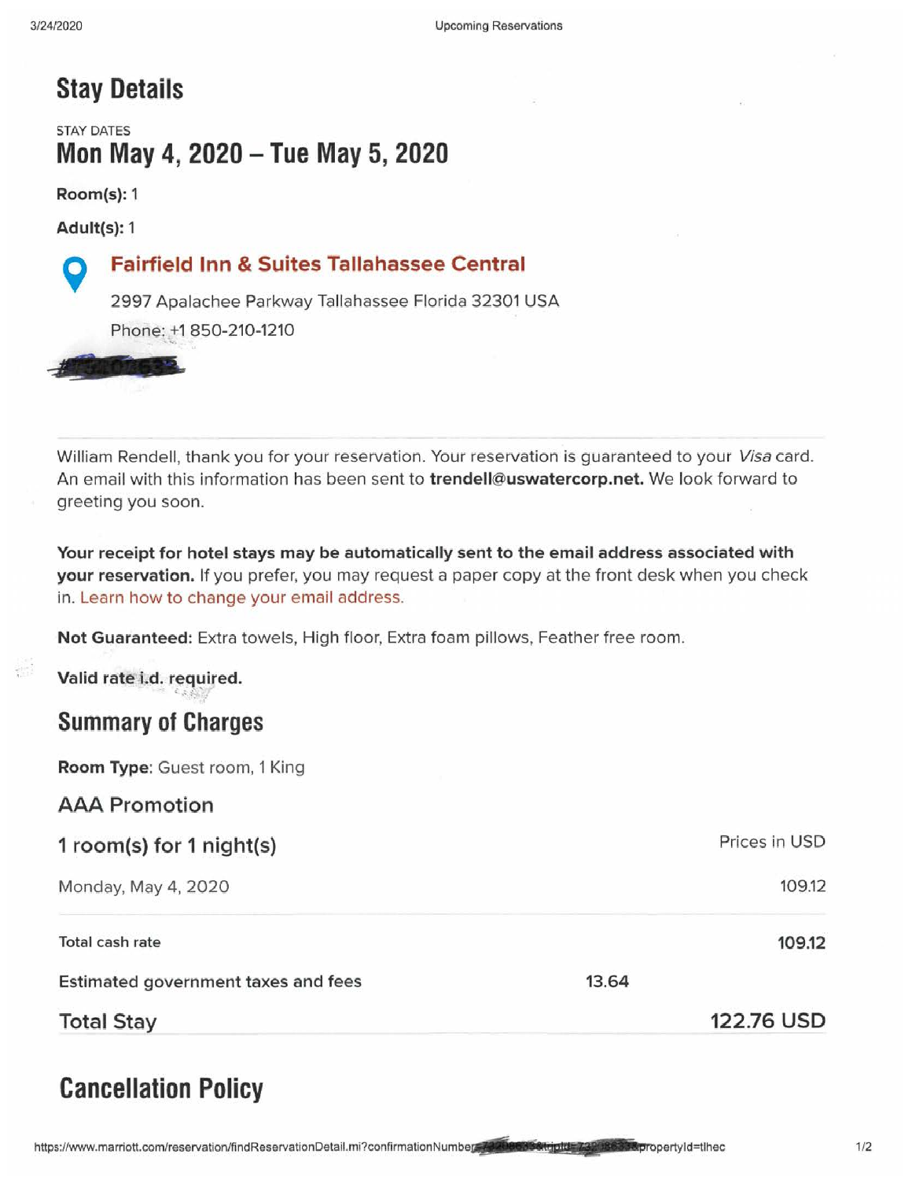# Stay Details

STAY DATES

## Mon May 4, 2020 – Tue May 5, 2020

**Room(s):** 1

**Adult(s):** 1

### Fairfield Inn & Suites Tallahassee Central

2997 Apalachee Parkway Tallahassee Florida 32301 USA

Phone: +1 850-210-1210

William Rendell, thank you for your reservation. Your reservation is guaranteed to your *Visa* card. An email with this information has been sent to **trendell@uswatercorp.net.** We look forward to greeting you soon.

**Your receipt for hotel stays may be automatically sent to the email address associated with your reservation.** If you prefer, you may request a paper copy at the front desk when you check in. Learn how to change your email address.

**Not Guaranteed:** Extra towels, High floor, Extra foam pillows, Feather free room.

**Valid rate i.d. required.**

# Summary of Charges

**Room Type**: Guest room, 1 King

### AAA Promotion

| 1 room(s) for 1 night(s) | | Prices in USD |
|---|---|---|
| Monday, May 4, 2020 | | 109.12 |
| Total cash rate | | **109.12** |
| Estimated government taxes and fees | 13.64 | |
| **Total Stay** | | **122.76 USD** |

# Cancellation Policy